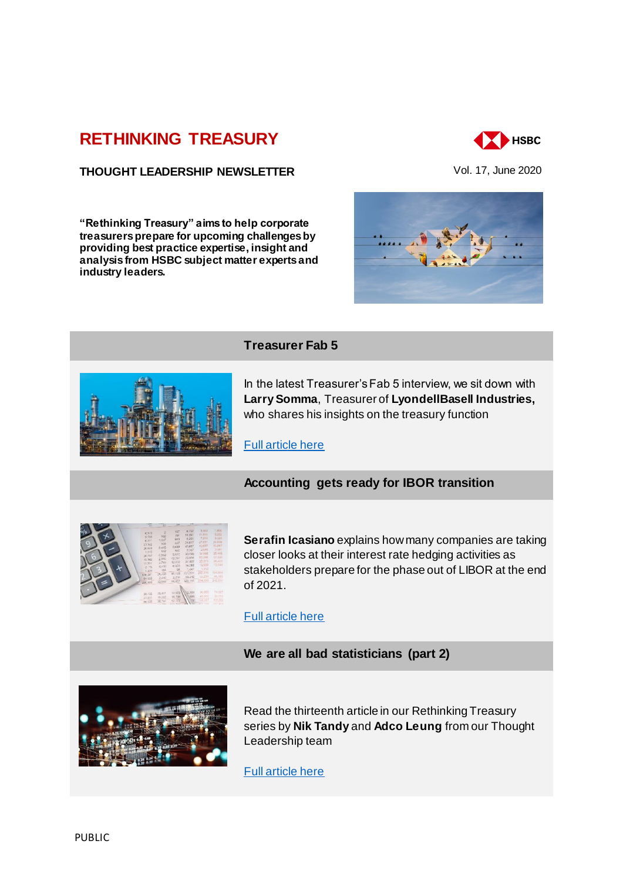# RETHINKING TREASURY

**THOUGHT LEADERSHIP NEWSLETTER**

Vol. 17, June 2020

**"Rethinking Treasury" aims to help corporate treasurers prepare for upcoming challenges by providing best practice expertise, insight and analysis from HSBC subject matter experts and industry leaders.**

## Treasurer Fab 5

In the latest Treasurer's Fab 5 interview, we sit down with **Larry Somma**, Treasurer of **LyondellBasell Industries,** who shares his insights on the treasury function

Full article here

## Accounting gets ready for IBOR transition

**Serafin Icasiano** explains how many companies are taking closer looks at their interest rate hedging activities as stakeholders prepare for the phase out of LIBOR at the end of 2021.

Full article here

## We are all bad statisticians (part 2)

Read the thirteenth article in our Rethinking Treasury series by **Nik Tandy** and **Adco Leung** from our Thought Leadership team

Full article here

PUBLIC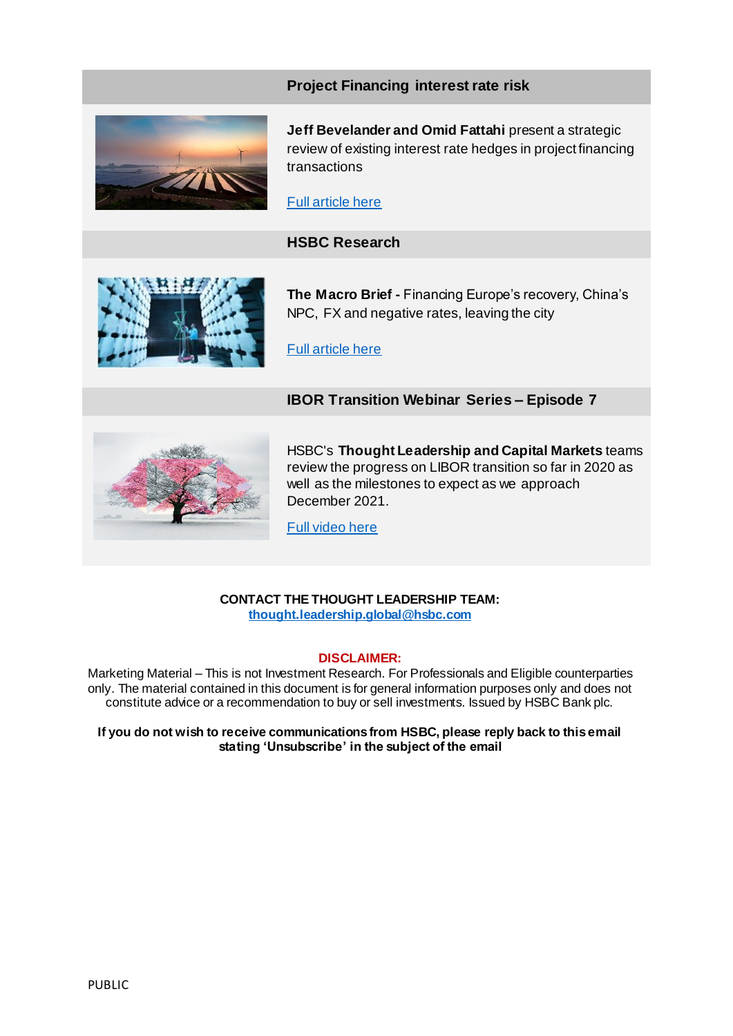## Project Financing interest rate risk

**Jeff Bevelander and Omid Fattahi** present a strategic review of existing interest rate hedges in project financing transactions

Full article here

## HSBC Research

**The Macro Brief -** Financing Europe's recovery, China's NPC, FX and negative rates, leaving the city

Full article here

## IBOR Transition Webinar Series – Episode 7

HSBC's **Thought Leadership and Capital Markets** teams review the progress on LIBOR transition so far in 2020 as well as the milestones to expect as we approach December 2021.

Full video here

**CONTACT THE THOUGHT LEADERSHIP TEAM:**
**thought.leadership.global@hsbc.com**

**DISCLAIMER:**
Marketing Material – This is not Investment Research. For Professionals and Eligible counterparties only. The material contained in this document is for general information purposes only and does not constitute advice or a recommendation to buy or sell investments. Issued by HSBC Bank plc.

**If you do not wish to receive communications from HSBC, please reply back to this email stating 'Unsubscribe' in the subject of the email**

PUBLIC